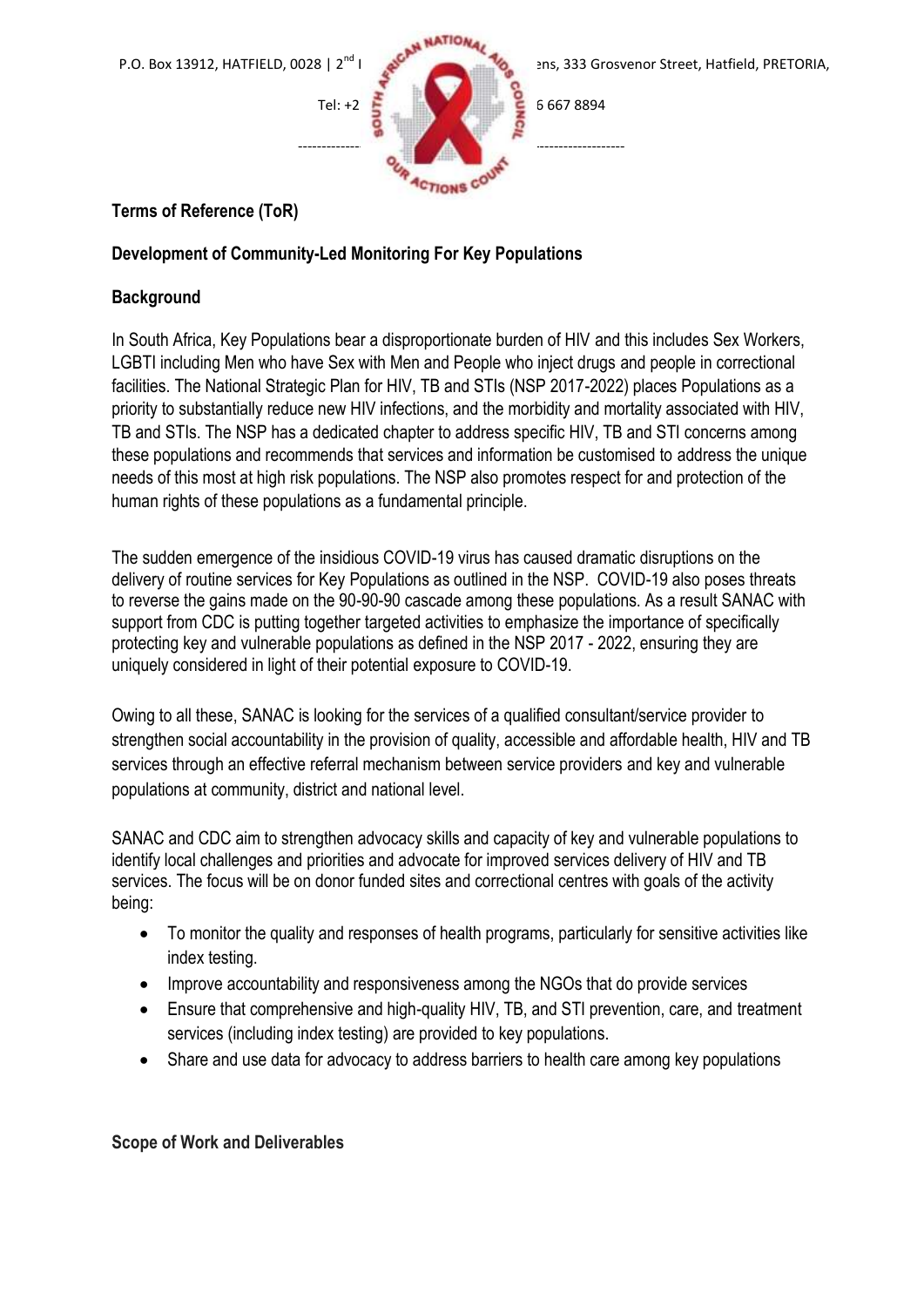P.O. Box 13912, HATFIELD, 0028 | 2nd I ... ens, 333 Grosvenor Street, Hatfield, PRETORIA,

Tel: +2 ... 6 667 8894

**Terms of Reference (ToR)**

**Development of Community-Led Monitoring For Key Populations**

**Background**

In South Africa, Key Populations bear a disproportionate burden of HIV and this includes Sex Workers, LGBTI including Men who have Sex with Men and People who inject drugs and people in correctional facilities. The National Strategic Plan for HIV, TB and STIs (NSP 2017-2022) places Populations as a priority to substantially reduce new HIV infections, and the morbidity and mortality associated with HIV, TB and STIs. The NSP has a dedicated chapter to address specific HIV, TB and STI concerns among these populations and recommends that services and information be customised to address the unique needs of this most at high risk populations. The NSP also promotes respect for and protection of the human rights of these populations as a fundamental principle.

The sudden emergence of the insidious COVID-19 virus has caused dramatic disruptions on the delivery of routine services for Key Populations as outlined in the NSP. COVID-19 also poses threats to reverse the gains made on the 90-90-90 cascade among these populations. As a result SANAC with support from CDC is putting together targeted activities to emphasize the importance of specifically protecting key and vulnerable populations as defined in the NSP 2017 - 2022, ensuring they are uniquely considered in light of their potential exposure to COVID-19.

Owing to all these, SANAC is looking for the services of a qualified consultant/service provider to strengthen social accountability in the provision of quality, accessible and affordable health, HIV and TB services through an effective referral mechanism between service providers and key and vulnerable populations at community, district and national level.

SANAC and CDC aim to strengthen advocacy skills and capacity of key and vulnerable populations to identify local challenges and priorities and advocate for improved services delivery of HIV and TB services. The focus will be on donor funded sites and correctional centres with goals of the activity being:

- To monitor the quality and responses of health programs, particularly for sensitive activities like index testing.
- Improve accountability and responsiveness among the NGOs that do provide services
- Ensure that comprehensive and high-quality HIV, TB, and STI prevention, care, and treatment services (including index testing) are provided to key populations.
- Share and use data for advocacy to address barriers to health care among key populations

**Scope of Work and Deliverables**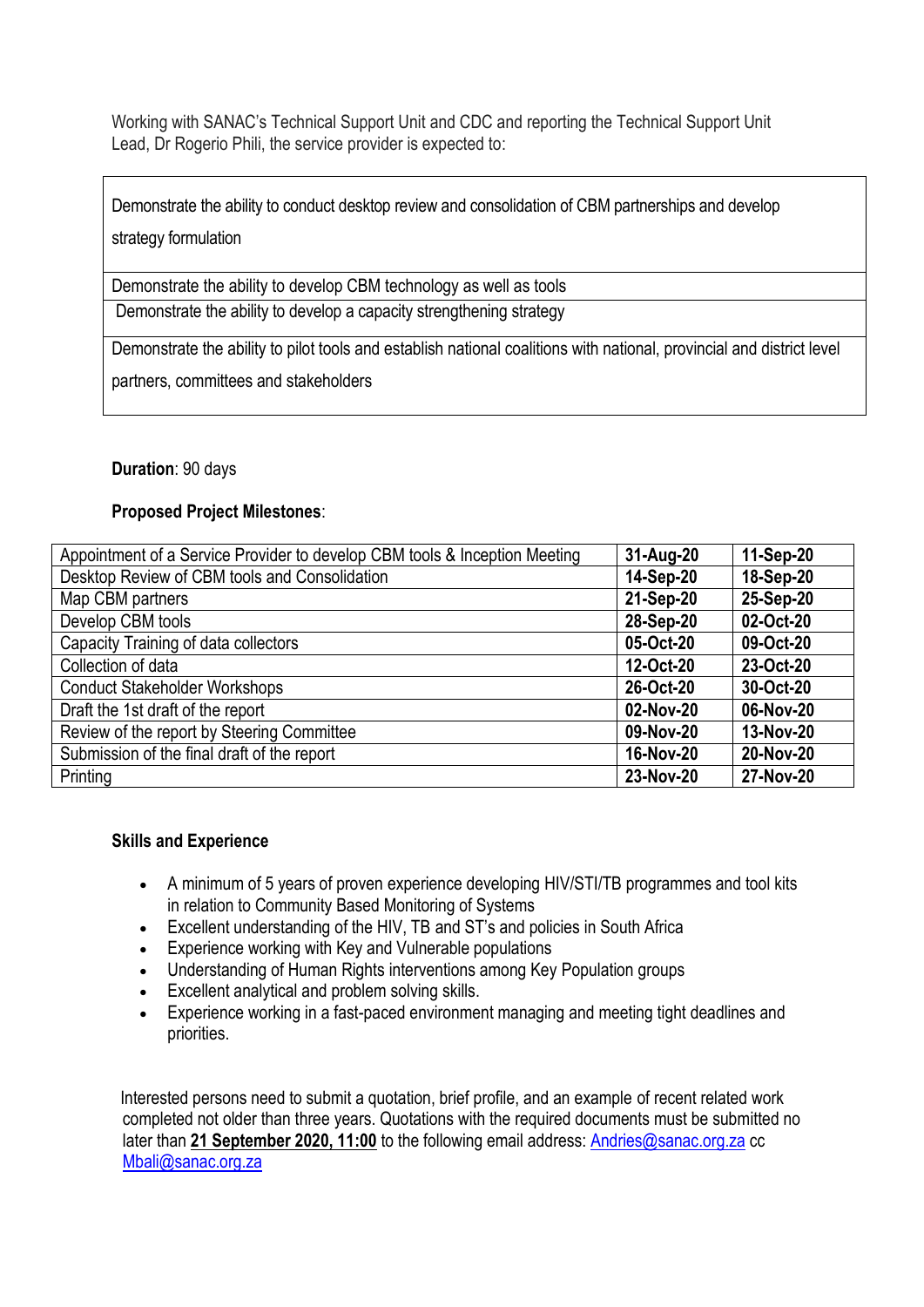Working with SANAC's Technical Support Unit and CDC and reporting the Technical Support Unit Lead, Dr Rogerio Phili, the service provider is expected to:

| |
|---|
| Demonstrate the ability to conduct desktop review and consolidation of CBM partnerships and develop strategy formulation |
| Demonstrate the ability to develop CBM technology as well as tools |
| Demonstrate the ability to develop a capacity strengthening strategy |
| Demonstrate the ability to pilot tools and establish national coalitions with national, provincial and district level partners, committees and stakeholders |

**Duration**: 90 days

**Proposed Project Milestones**:

| | | |
|---|---|---|
| Appointment of a Service Provider to develop CBM tools & Inception Meeting | **31-Aug-20** | **11-Sep-20** |
| Desktop Review of CBM tools and Consolidation | **14-Sep-20** | **18-Sep-20** |
| Map CBM partners | **21-Sep-20** | **25-Sep-20** |
| Develop CBM tools | **28-Sep-20** | **02-Oct-20** |
| Capacity Training of data collectors | **05-Oct-20** | **09-Oct-20** |
| Collection of data | **12-Oct-20** | **23-Oct-20** |
| Conduct Stakeholder Workshops | **26-Oct-20** | **30-Oct-20** |
| Draft the 1st draft of the report | **02-Nov-20** | **06-Nov-20** |
| Review of the report by Steering Committee | **09-Nov-20** | **13-Nov-20** |
| Submission of the final draft of the report | **16-Nov-20** | **20-Nov-20** |
| Printing | **23-Nov-20** | **27-Nov-20** |

**Skills and Experience**

- A minimum of 5 years of proven experience developing HIV/STI/TB programmes and tool kits in relation to Community Based Monitoring of Systems
- Excellent understanding of the HIV, TB and ST's and policies in South Africa
- Experience working with Key and Vulnerable populations
- Understanding of Human Rights interventions among Key Population groups
- Excellent analytical and problem solving skills.
- Experience working in a fast-paced environment managing and meeting tight deadlines and priorities.

Interested persons need to submit a quotation, brief profile, and an example of recent related work completed not older than three years. Quotations with the required documents must be submitted no later than **21 September 2020, 11:00** to the following email address: Andries@sanac.org.za cc Mbali@sanac.org.za